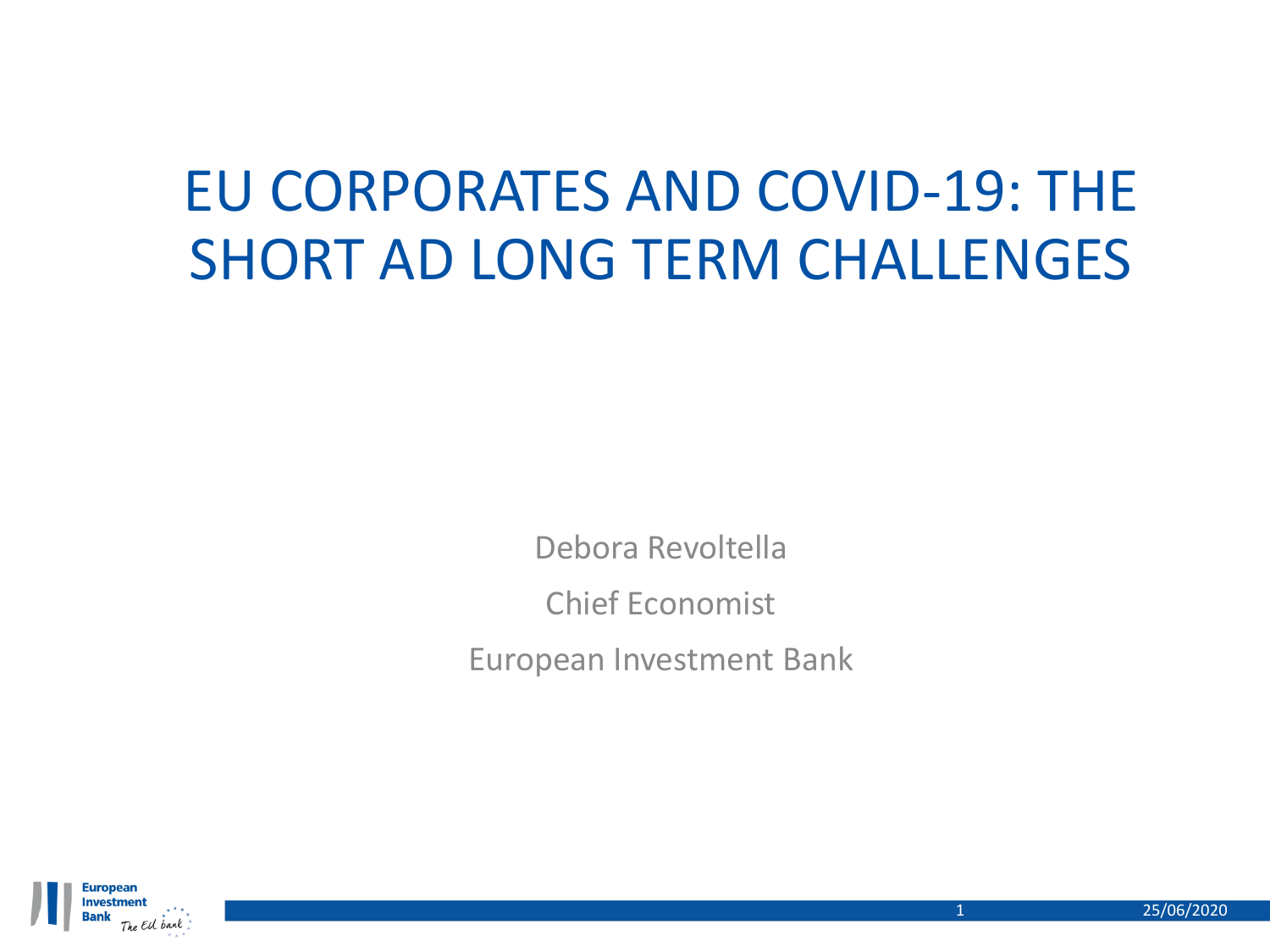# EU CORPORATES AND COVID-19: THE SHORT AD LONG TERM CHALLENGES

Debora Revoltella

Chief Economist

European Investment Bank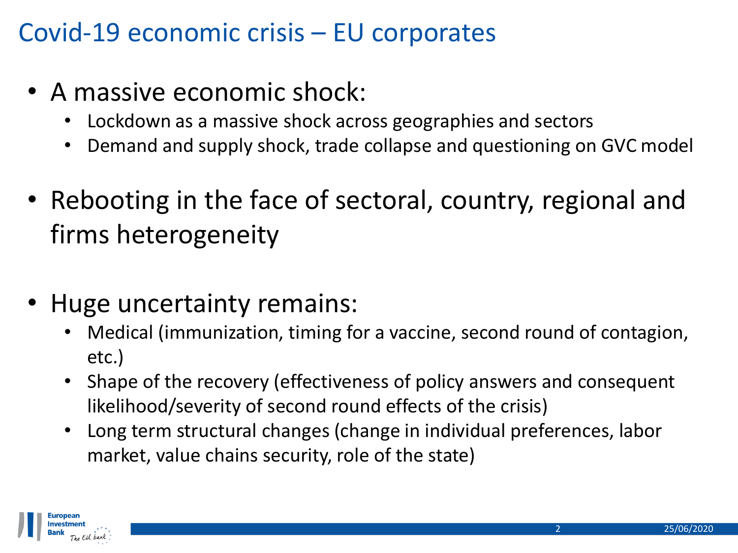# Covid-19 economic crisis – EU corporates

- A massive economic shock:
  - Lockdown as a massive shock across geographies and sectors
  - Demand and supply shock, trade collapse and questioning on GVC model

- Rebooting in the face of sectoral, country, regional and firms heterogeneity

- Huge uncertainty remains:
  - Medical (immunization, timing for a vaccine, second round of contagion, etc.)
  - Shape of the recovery (effectiveness of policy answers and consequent likelihood/severity of second round effects of the crisis)
  - Long term structural changes (change in individual preferences, labor market, value chains security, role of the state)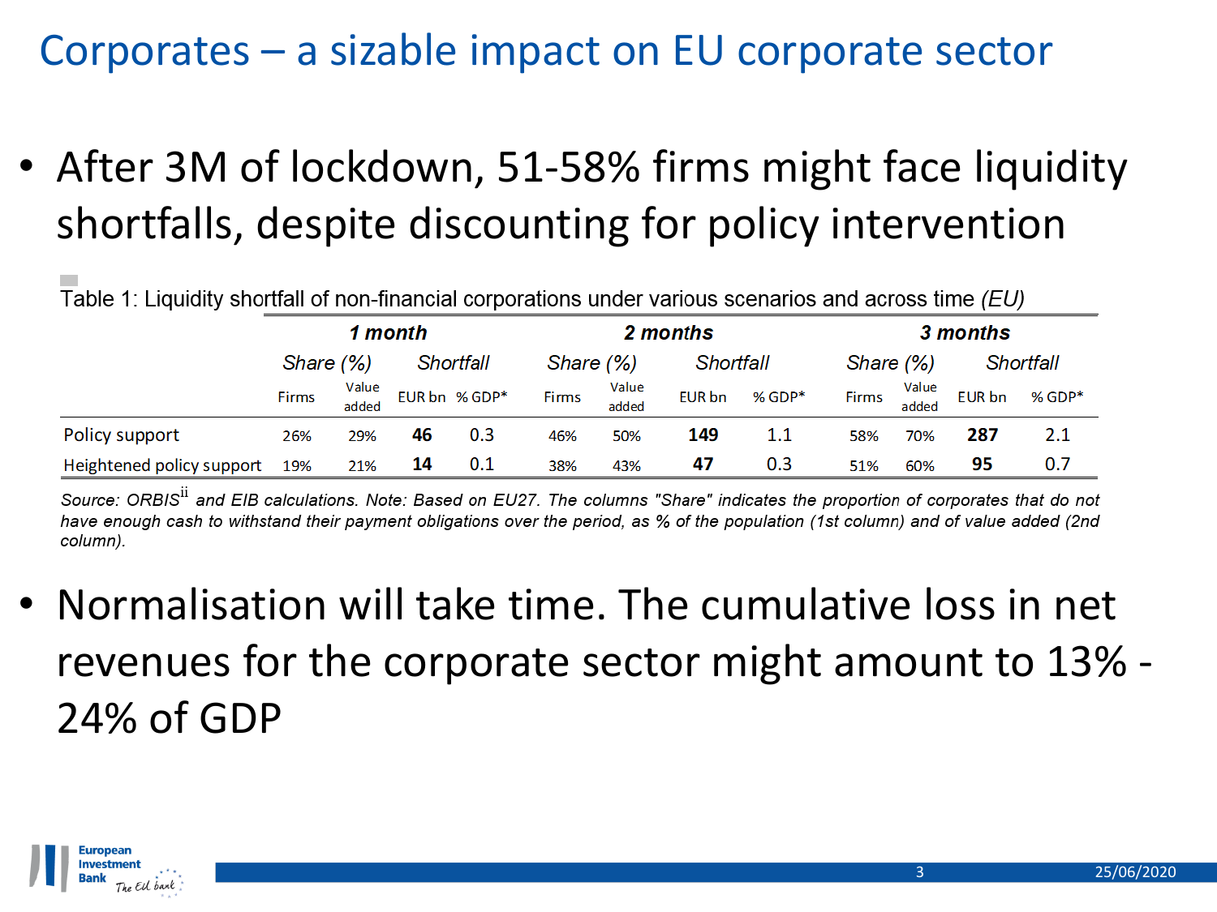# Corporates – a sizable impact on EU corporate sector

- After 3M of lockdown, 51-58% firms might face liquidity shortfalls, despite discounting for policy intervention

Table 1: Liquidity shortfall of non-financial corporations under various scenarios and across time *(EU)*

| | *1 month* | | | | *2 months* | | | | *3 months* | | | |
|---|---|---|---|---|---|---|---|---|---|---|---|---|
| | *Share (%)* | | *Shortfall* | | *Share (%)* | | *Shortfall* | | *Share (%)* | | *Shortfall* | |
| | Firms | Value added | EUR bn | % GDP* | Firms | Value added | EUR bn | % GDP* | Firms | Value added | EUR bn | % GDP* |
| Policy support | 26% | 29% | **46** | 0.3 | 46% | 50% | **149** | 1.1 | 58% | 70% | **287** | 2.1 |
| Heightened policy support | 19% | 21% | **14** | 0.1 | 38% | 43% | **47** | 0.3 | 51% | 60% | **95** | 0.7 |

*Source: ORBIS[ii] and EIB calculations. Note: Based on EU27. The columns "Share" indicates the proportion of corporates that do not have enough cash to withstand their payment obligations over the period, as % of the population (1st column) and of value added (2nd column).*

- Normalisation will take time. The cumulative loss in net revenues for the corporate sector might amount to 13% - 24% of GDP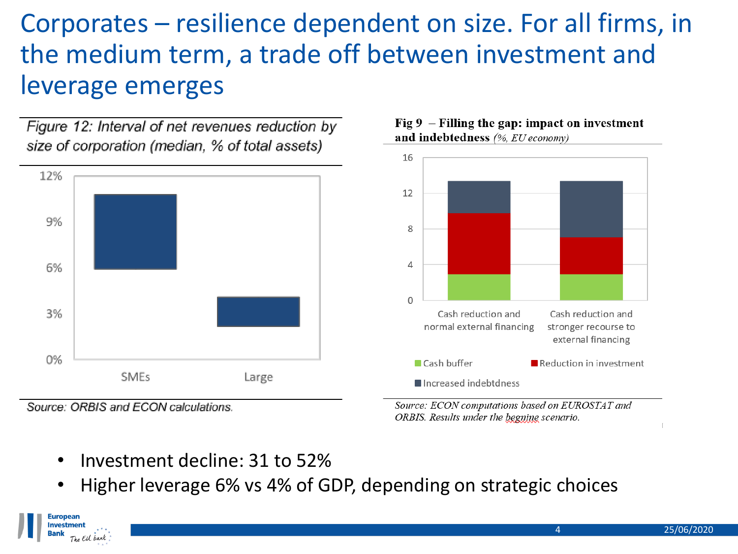# Corporates – resilience dependent on size. For all firms, in the medium term, a trade off between investment and leverage emerges

*Figure 12: Interval of net revenues reduction by size of corporation (median, % of total assets)*

Source: ORBIS and ECON calculations.

**Fig 9 – Filling the gap: impact on investment and indebtedness** *(%, EU economy)*

Source: ECON computations based on EUROSTAT and ORBIS. Results under the begnine scenario.

- Investment decline: 31 to 52%
- Higher leverage 6% vs 4% of GDP, depending on strategic choices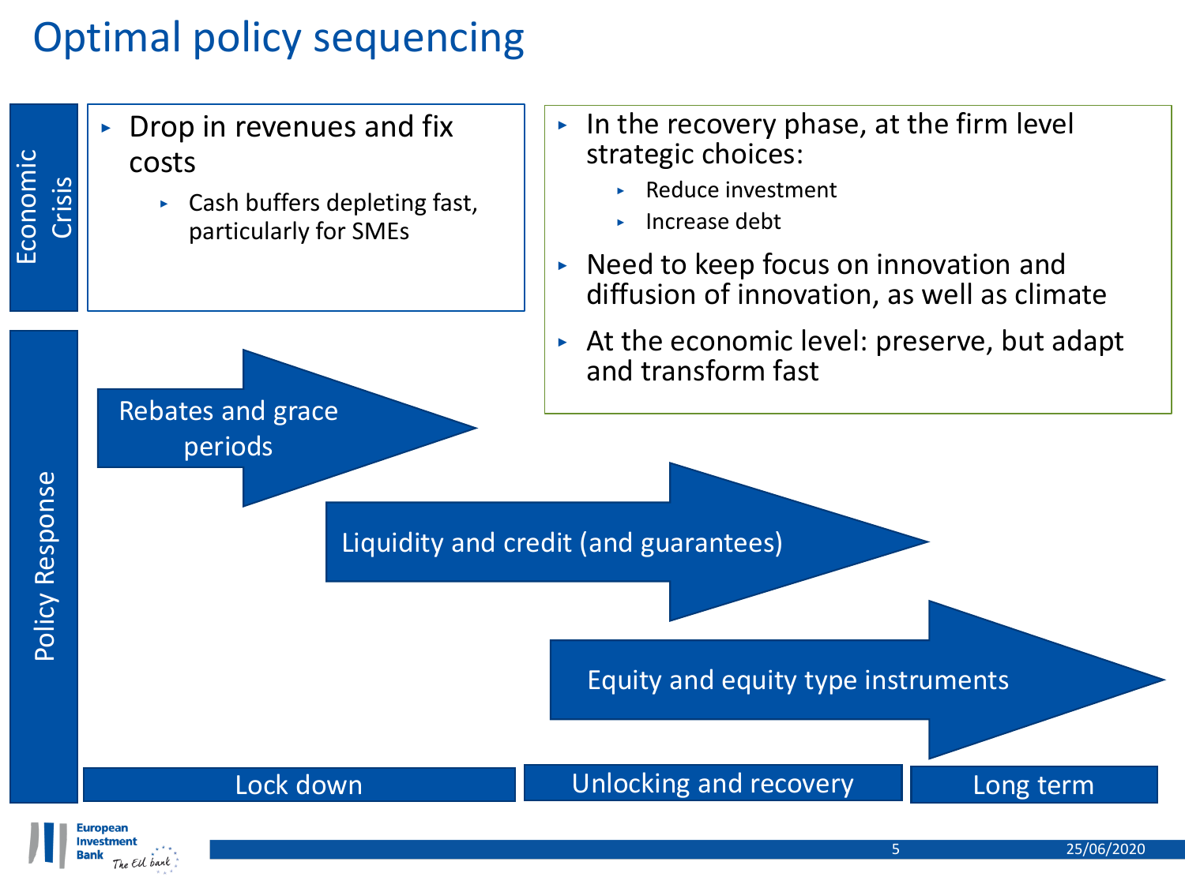# Optimal policy sequencing

**Economic Crisis**

- Drop in revenues and fix costs
  - Cash buffers depleting fast, particularly for SMEs

- In the recovery phase, at the firm level strategic choices:
  - Reduce investment
  - Increase debt
- Need to keep focus on innovation and diffusion of innovation, as well as climate
- At the economic level: preserve, but adapt and transform fast

**Policy Response**

- Rebates and grace periods
- Liquidity and credit (and guarantees)
- Equity and equity type instruments

Lock down | Unlocking and recovery | Long term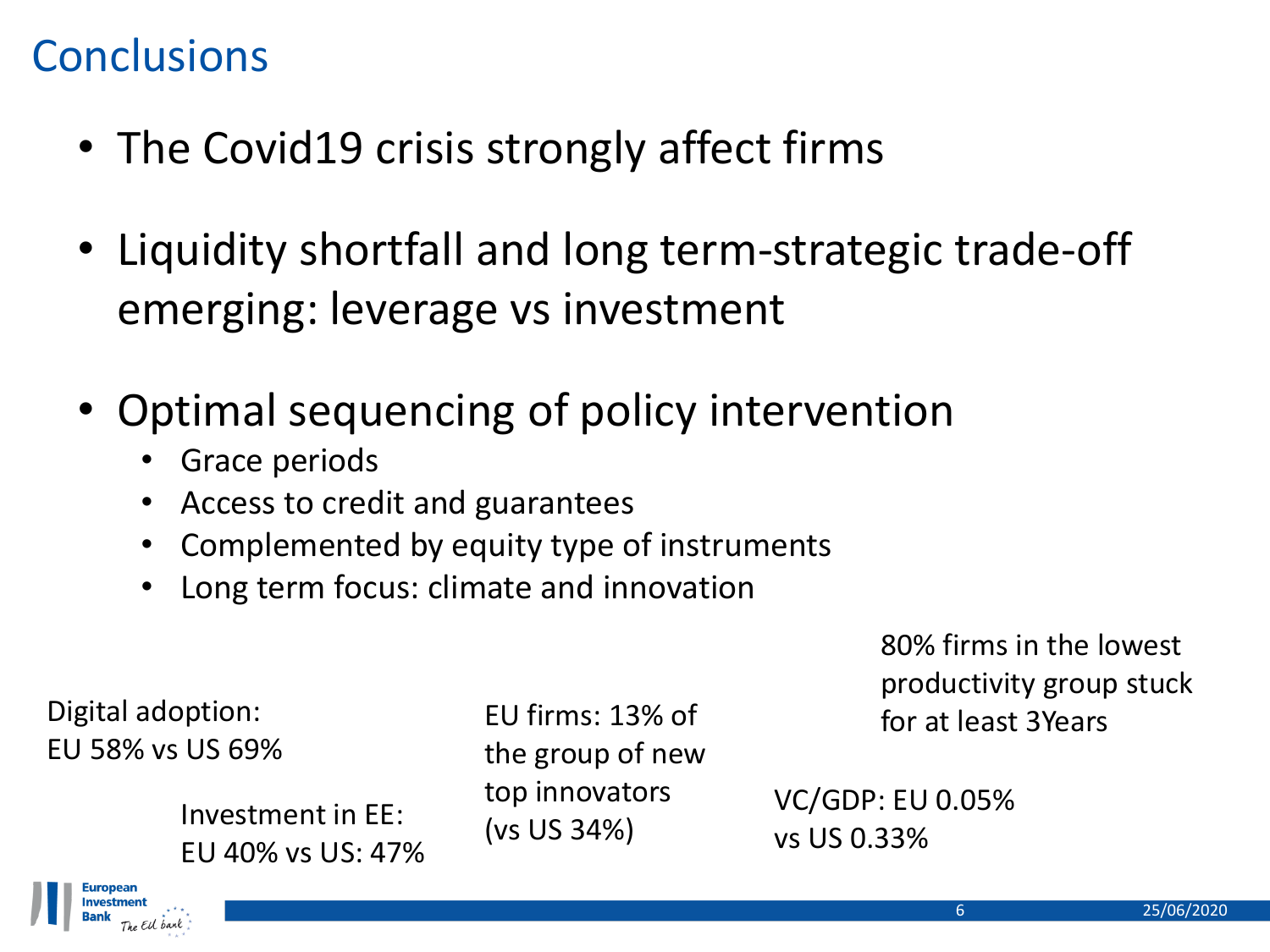# Conclusions

- The Covid19 crisis strongly affect firms
- Liquidity shortfall and long term-strategic trade-off emerging: leverage vs investment
- Optimal sequencing of policy intervention
  - Grace periods
  - Access to credit and guarantees
  - Complemented by equity type of instruments
  - Long term focus: climate and innovation

Digital adoption: EU 58% vs US 69%

Investment in EE: EU 40% vs US: 47%

EU firms: 13% of the group of new top innovators (vs US 34%)

80% firms in the lowest productivity group stuck for at least 3Years

VC/GDP: EU 0.05% vs US 0.33%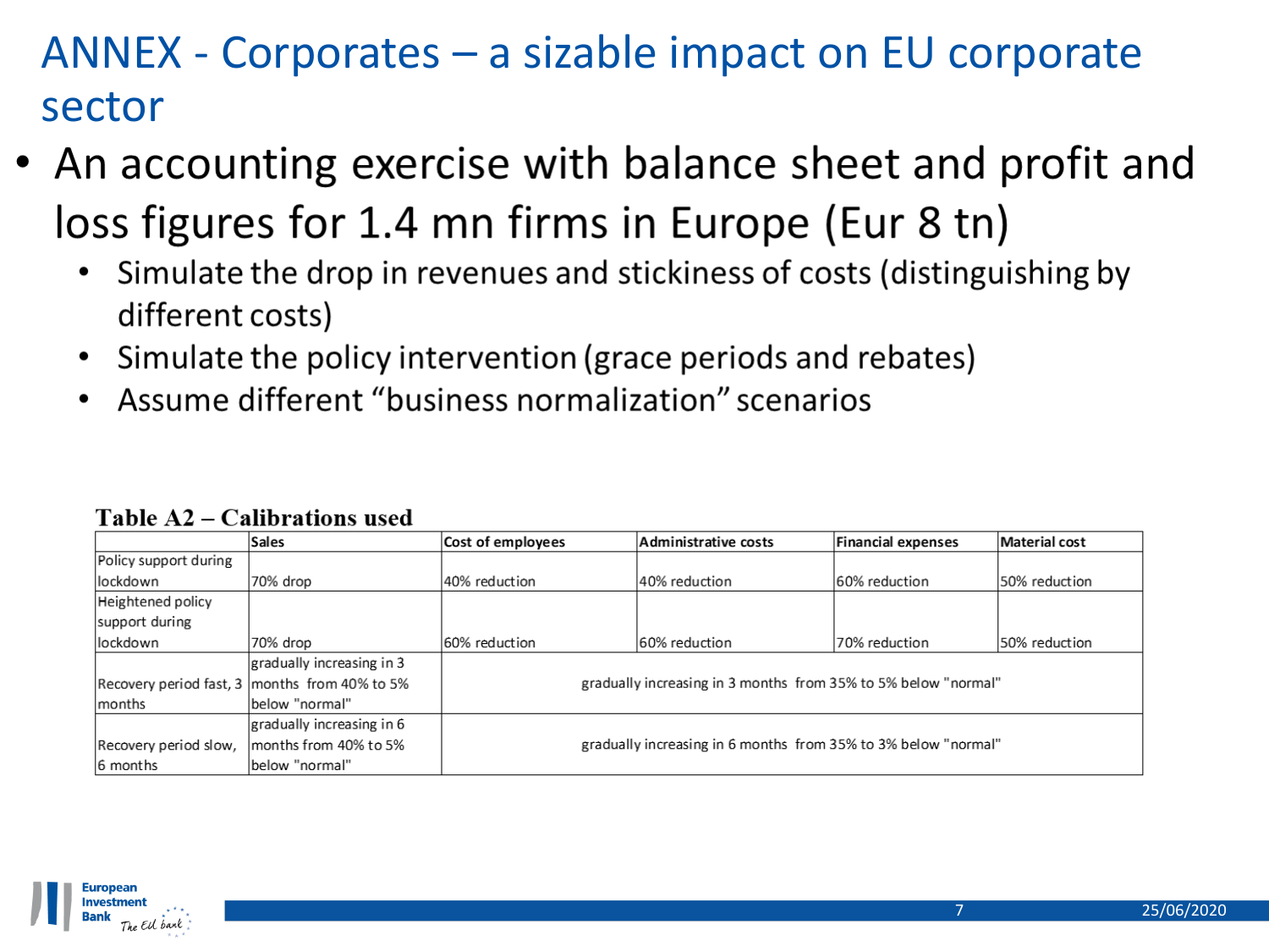# ANNEX - Corporates – a sizable impact on EU corporate sector

- An accounting exercise with balance sheet and profit and loss figures for 1.4 mn firms in Europe (Eur 8 tn)
  - Simulate the drop in revenues and stickiness of costs (distinguishing by different costs)
  - Simulate the policy intervention (grace periods and rebates)
  - Assume different "business normalization" scenarios

**Table A2 – Calibrations used**

| | Sales | Cost of employees | Administrative costs | Financial expenses | Material cost |
|---|---|---|---|---|---|
| Policy support during lockdown | 70% drop | 40% reduction | 40% reduction | 60% reduction | 50% reduction |
| Heightened policy support during lockdown | 70% drop | 60% reduction | 60% reduction | 70% reduction | 50% reduction |
| Recovery period fast, 3 months | gradually increasing in 3 months from 40% to 5% below "normal" | gradually increasing in 3 months from 35% to 5% below "normal" | | | |
| Recovery period slow, 6 months | gradually increasing in 6 months from 40% to 5% below "normal" | gradually increasing in 6 months from 35% to 3% below "normal" | | | |